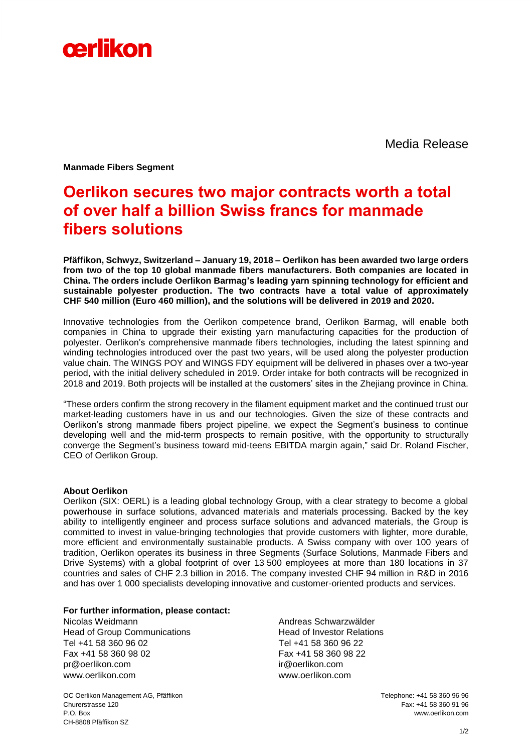oerlikon

Media Release

**Manmade Fibers Segment**

# Oerlikon secures two major contracts worth a total of over half a billion Swiss francs for manmade fibers solutions

**Pfäffikon, Schwyz, Switzerland – January 19, 2018 – Oerlikon has been awarded two large orders from two of the top 10 global manmade fibers manufacturers. Both companies are located in China. The orders include Oerlikon Barmag's leading yarn spinning technology for efficient and sustainable polyester production. The two contracts have a total value of approximately CHF 540 million (Euro 460 million), and the solutions will be delivered in 2019 and 2020.**

Innovative technologies from the Oerlikon competence brand, Oerlikon Barmag, will enable both companies in China to upgrade their existing yarn manufacturing capacities for the production of polyester. Oerlikon's comprehensive manmade fibers technologies, including the latest spinning and winding technologies introduced over the past two years, will be used along the polyester production value chain. The WINGS POY and WINGS FDY equipment will be delivered in phases over a two-year period, with the initial delivery scheduled in 2019. Order intake for both contracts will be recognized in 2018 and 2019. Both projects will be installed at the customers' sites in the Zhejiang province in China.

"These orders confirm the strong recovery in the filament equipment market and the continued trust our market-leading customers have in us and our technologies. Given the size of these contracts and Oerlikon's strong manmade fibers project pipeline, we expect the Segment's business to continue developing well and the mid-term prospects to remain positive, with the opportunity to structurally converge the Segment's business toward mid-teens EBITDA margin again," said Dr. Roland Fischer, CEO of Oerlikon Group.

**About Oerlikon**

Oerlikon (SIX: OERL) is a leading global technology Group, with a clear strategy to become a global powerhouse in surface solutions, advanced materials and materials processing. Backed by the key ability to intelligently engineer and process surface solutions and advanced materials, the Group is committed to invest in value-bringing technologies that provide customers with lighter, more durable, more efficient and environmentally sustainable products. A Swiss company with over 100 years of tradition, Oerlikon operates its business in three Segments (Surface Solutions, Manmade Fibers and Drive Systems) with a global footprint of over 13 500 employees at more than 180 locations in 37 countries and sales of CHF 2.3 billion in 2016. The company invested CHF 94 million in R&D in 2016 and has over 1 000 specialists developing innovative and customer-oriented products and services.

**For further information, please contact:**

Nicolas Weidmann
Head of Group Communications
Tel +41 58 360 96 02
Fax +41 58 360 98 02
pr@oerlikon.com
www.oerlikon.com

Andreas Schwarzwälder
Head of Investor Relations
Tel +41 58 360 96 22
Fax +41 58 360 98 22
ir@oerlikon.com
www.oerlikon.com

OC Oerlikon Management AG, Pfäffikon
Churerstrasse 120
P.O. Box
CH-8808 Pfäffikon SZ

Telephone: +41 58 360 96 96
Fax: +41 58 360 91 96
www.oerlikon.com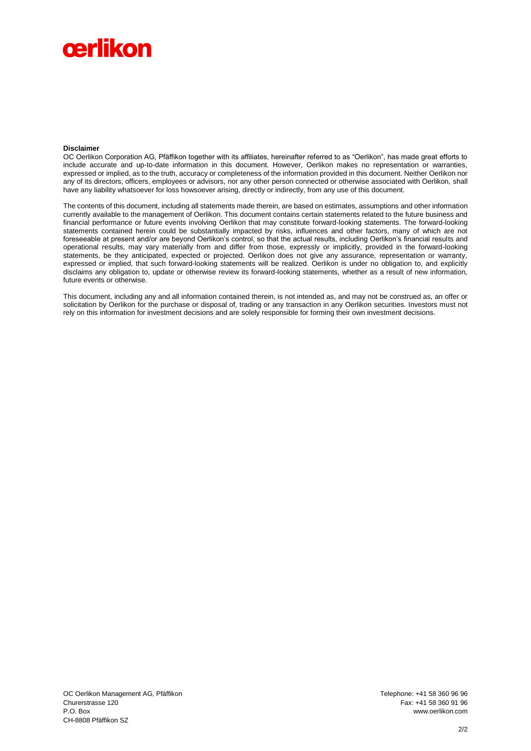**Disclaimer**

OC Oerlikon Corporation AG, Pfäffikon together with its affiliates, hereinafter referred to as "Oerlikon", has made great efforts to include accurate and up-to-date information in this document. However, Oerlikon makes no representation or warranties, expressed or implied, as to the truth, accuracy or completeness of the information provided in this document. Neither Oerlikon nor any of its directors, officers, employees or advisors, nor any other person connected or otherwise associated with Oerlikon, shall have any liability whatsoever for loss howsoever arising, directly or indirectly, from any use of this document.

The contents of this document, including all statements made therein, are based on estimates, assumptions and other information currently available to the management of Oerlikon. This document contains certain statements related to the future business and financial performance or future events involving Oerlikon that may constitute forward-looking statements. The forward-looking statements contained herein could be substantially impacted by risks, influences and other factors, many of which are not foreseeable at present and/or are beyond Oerlikon's control, so that the actual results, including Oerlikon's financial results and operational results, may vary materially from and differ from those, expressly or implicitly, provided in the forward-looking statements, be they anticipated, expected or projected. Oerlikon does not give any assurance, representation or warranty, expressed or implied, that such forward-looking statements will be realized. Oerlikon is under no obligation to, and explicitly disclaims any obligation to, update or otherwise review its forward-looking statements, whether as a result of new information, future events or otherwise.

This document, including any and all information contained therein, is not intended as, and may not be construed as, an offer or solicitation by Oerlikon for the purchase or disposal of, trading or any transaction in any Oerlikon securities. Investors must not rely on this information for investment decisions and are solely responsible for forming their own investment decisions.

OC Oerlikon Management AG, Pfäffikon
Churerstrasse 120
P.O. Box
CH-8808 Pfäffikon SZ

Telephone: +41 58 360 96 96
Fax: +41 58 360 91 96
www.oerlikon.com